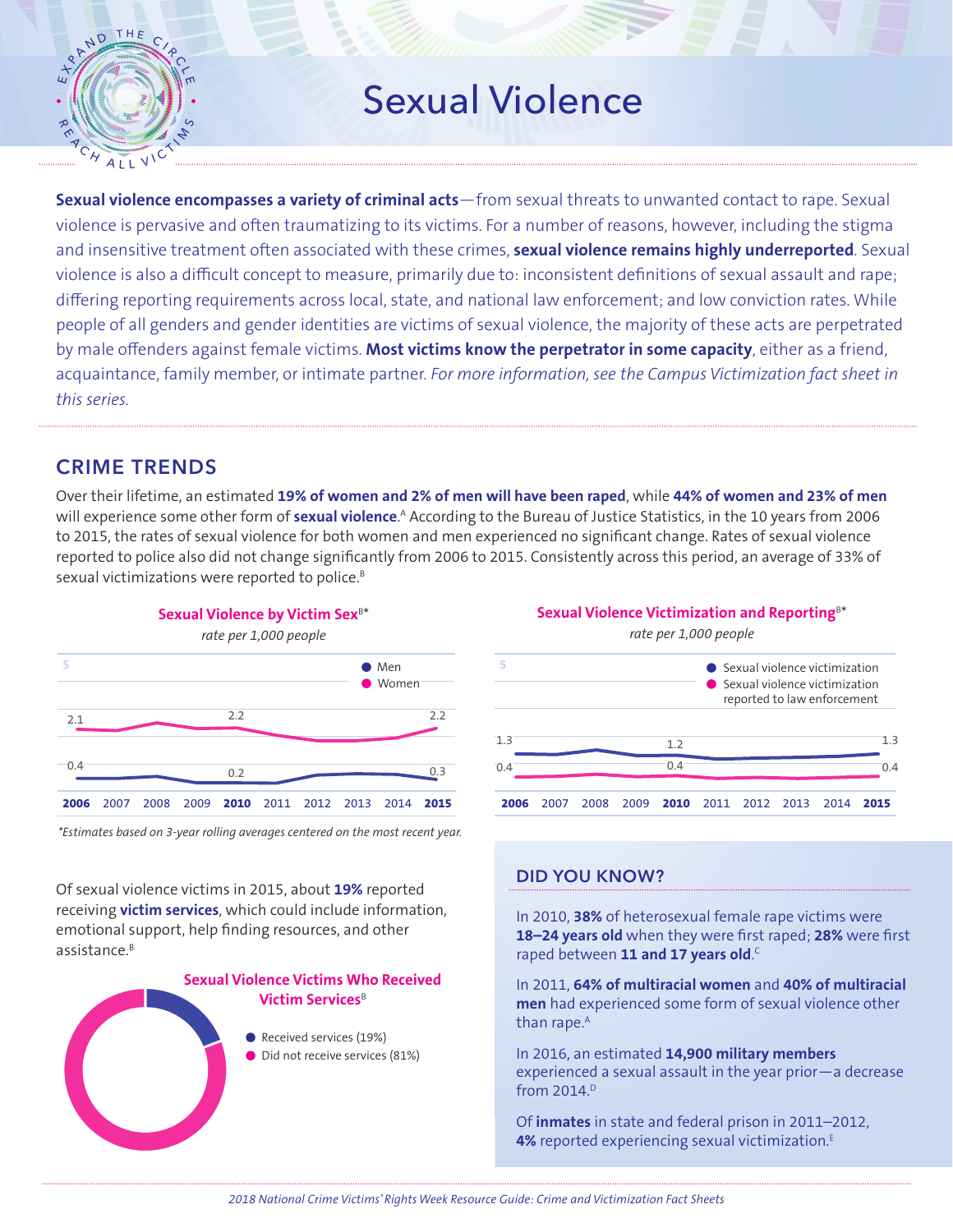# Sexual Violence

**Sexual violence encompasses a variety of criminal acts**—from sexual threats to unwanted contact to rape. Sexual violence is pervasive and often traumatizing to its victims. For a number of reasons, however, including the stigma and insensitive treatment often associated with these crimes, **sexual violence remains highly underreported**. Sexual violence is also a difficult concept to measure, primarily due to: inconsistent definitions of sexual assault and rape; differing reporting requirements across local, state, and national law enforcement; and low conviction rates. While people of all genders and gender identities are victims of sexual violence, the majority of these acts are perpetrated by male offenders against female victims. **Most victims know the perpetrator in some capacity**, either as a friend, acquaintance, family member, or intimate partner. *For more information, see the Campus Victimization fact sheet in this series.*

## CRIME TRENDS

Over their lifetime, an estimated **19% of women and 2% of men will have been raped**, while **44% of women and 23% of men** will experience some other form of **sexual violence**.[A] According to the Bureau of Justice Statistics, in the 10 years from 2006 to 2015, the rates of sexual violence for both women and men experienced no significant change. Rates of sexual violence reported to police also did not change significantly from 2006 to 2015. Consistently across this period, an average of 33% of sexual victimizations were reported to police.[B]

**Sexual Violence by Victim Sex**[B*]

*rate per 1,000 people*

| | 2006 | 2010 | 2015 |
|---|---|---|---|
| Men | 0.4 | 0.2 | 0.3 |
| Women | 2.1 | 2.2 | 2.2 |

*Estimates based on 3-year rolling averages centered on the most recent year.

**Sexual Violence Victimization and Reporting**[B*]

*rate per 1,000 people*

| | 2006 | 2010 | 2015 |
|---|---|---|---|
| Sexual violence victimization | 1.3 | 1.2 | 1.3 |
| Sexual violence victimization reported to law enforcement | 0.4 | 0.4 | 0.4 |

Of sexual violence victims in 2015, about **19%** reported receiving **victim services**, which could include information, emotional support, help finding resources, and other assistance.[B]

**Sexual Violence Victims Who Received Victim Services**[B]

- Received services (19%)
- Did not receive services (81%)

## DID YOU KNOW?

In 2010, **38%** of heterosexual female rape victims were **18–24 years old** when they were first raped; **28%** were first raped between **11 and 17 years old**.[C]

In 2011, **64% of multiracial women** and **40% of multiracial men** had experienced some form of sexual violence other than rape.[A]

In 2016, an estimated **14,900 military members** experienced a sexual assault in the year prior—a decrease from 2014.[D]

Of **inmates** in state and federal prison in 2011–2012, **4%** reported experiencing sexual victimization.[E]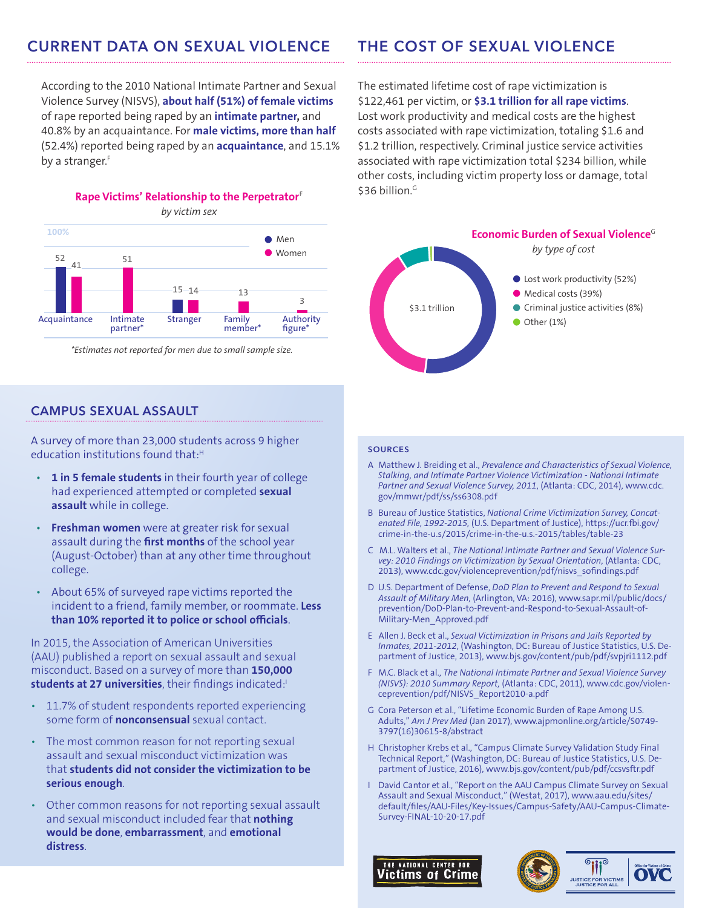## CURRENT DATA ON SEXUAL VIOLENCE

According to the 2010 National Intimate Partner and Sexual Violence Survey (NISVS), **about half (51%) of female victims** of rape reported being raped by an **intimate partner,** and 40.8% by an acquaintance. For **male victims, more than half** (52.4%) reported being raped by an **acquaintance**, and 15.1% by a stranger.[F]

**Rape Victims' Relationship to the Perpetrator**[F]

*by victim sex*

100%

Men
Women

52 41
Acquaintance

51
Intimate partner*

15 14
Stranger

13
Family member*

3
Authority figure*

*\*Estimates not reported for men due to small sample size.*

## THE COST OF SEXUAL VIOLENCE

The estimated lifetime cost of rape victimization is $122,461 per victim, or **$3.1 trillion for all rape victims**. Lost work productivity and medical costs are the highest costs associated with rape victimization, totaling $1.6 and $1.2 trillion, respectively. Criminal justice service activities associated with rape victimization total $234 billion, while other costs, including victim property loss or damage, total $36 billion.[G]

**Economic Burden of Sexual Violence**[G]

*by type of cost*

$3.1 trillion

- Lost work productivity (52%)
- Medical costs (39%)
- Criminal justice activities (8%)
- Other (1%)

## CAMPUS SEXUAL ASSAULT

A survey of more than 23,000 students across 9 higher education institutions found that:[H]

- **1 in 5 female students** in their fourth year of college had experienced attempted or completed **sexual assault** while in college.
- **Freshman women** were at greater risk for sexual assault during the **first months** of the school year (August-October) than at any other time throughout college.
- About 65% of surveyed rape victims reported the incident to a friend, family member, or roommate. **Less than 10% reported it to police or school officials**.

In 2015, the Association of American Universities (AAU) published a report on sexual assault and sexual misconduct. Based on a survey of more than **150,000 students at 27 universities**, their findings indicated:[I]

- 11.7% of student respondents reported experiencing some form of **nonconsensual** sexual contact.
- The most common reason for not reporting sexual assault and sexual misconduct victimization was that **students did not consider the victimization to be serious enough**.
- Other common reasons for not reporting sexual assault and sexual misconduct included fear that **nothing would be done**, **embarrassment**, and **emotional distress**.

### SOURCES

A Matthew J. Breiding et al., *Prevalence and Characteristics of Sexual Violence, Stalking, and Intimate Partner Violence Victimization - National Intimate Partner and Sexual Violence Survey, 2011*, (Atlanta: CDC, 2014), www.cdc.gov/mmwr/pdf/ss/ss6308.pdf

B Bureau of Justice Statistics, *National Crime Victimization Survey, Concatenated File, 1992-2015*, (U.S. Department of Justice), https://ucr.fbi.gov/crime-in-the-u.s/2015/crime-in-the-u.s.-2015/tables/table-23

C M.L. Walters et al., *The National Intimate Partner and Sexual Violence Survey: 2010 Findings on Victimization by Sexual Orientation*, (Atlanta: CDC, 2013), www.cdc.gov/violenceprevention/pdf/nisvs_sofindings.pdf

D U.S. Department of Defense, *DoD Plan to Prevent and Respond to Sexual Assault of Military Men*, (Arlington, VA: 2016), www.sapr.mil/public/docs/prevention/DoD-Plan-to-Prevent-and-Respond-to-Sexual-Assault-of-Military-Men_Approved.pdf

E Allen J. Beck et al., *Sexual Victimization in Prisons and Jails Reported by Inmates, 2011-2012*, (Washington, DC: Bureau of Justice Statistics, U.S. Department of Justice, 2013), www.bjs.gov/content/pub/pdf/svpjri1112.pdf

F M.C. Black et al., *The National Intimate Partner and Sexual Violence Survey (NISVS): 2010 Summary Report*, (Atlanta: CDC, 2011), www.cdc.gov/violenceprevention/pdf/NISVS_Report2010-a.pdf

G Cora Peterson et al., "Lifetime Economic Burden of Rape Among U.S. Adults," *Am J Prev Med* (Jan 2017), www.ajpmonline.org/article/S0749-3797(16)30615-8/abstract

H Christopher Krebs et al., "Campus Climate Survey Validation Study Final Technical Report," (Washington, DC: Bureau of Justice Statistics, U.S. Department of Justice, 2016), www.bjs.gov/content/pub/pdf/ccsvsftr.pdf

I David Cantor et al., "Report on the AAU Campus Climate Survey on Sexual Assault and Sexual Misconduct," (Westat, 2017), www.aau.edu/sites/default/files/AAU-Files/Key-Issues/Campus-Safety/AAU-Campus-Climate-Survey-FINAL-10-20-17.pdf

THE NATIONAL CENTER FOR Victims of Crime

JUSTICE FOR VICTIMS JUSTICE FOR ALL

OVC